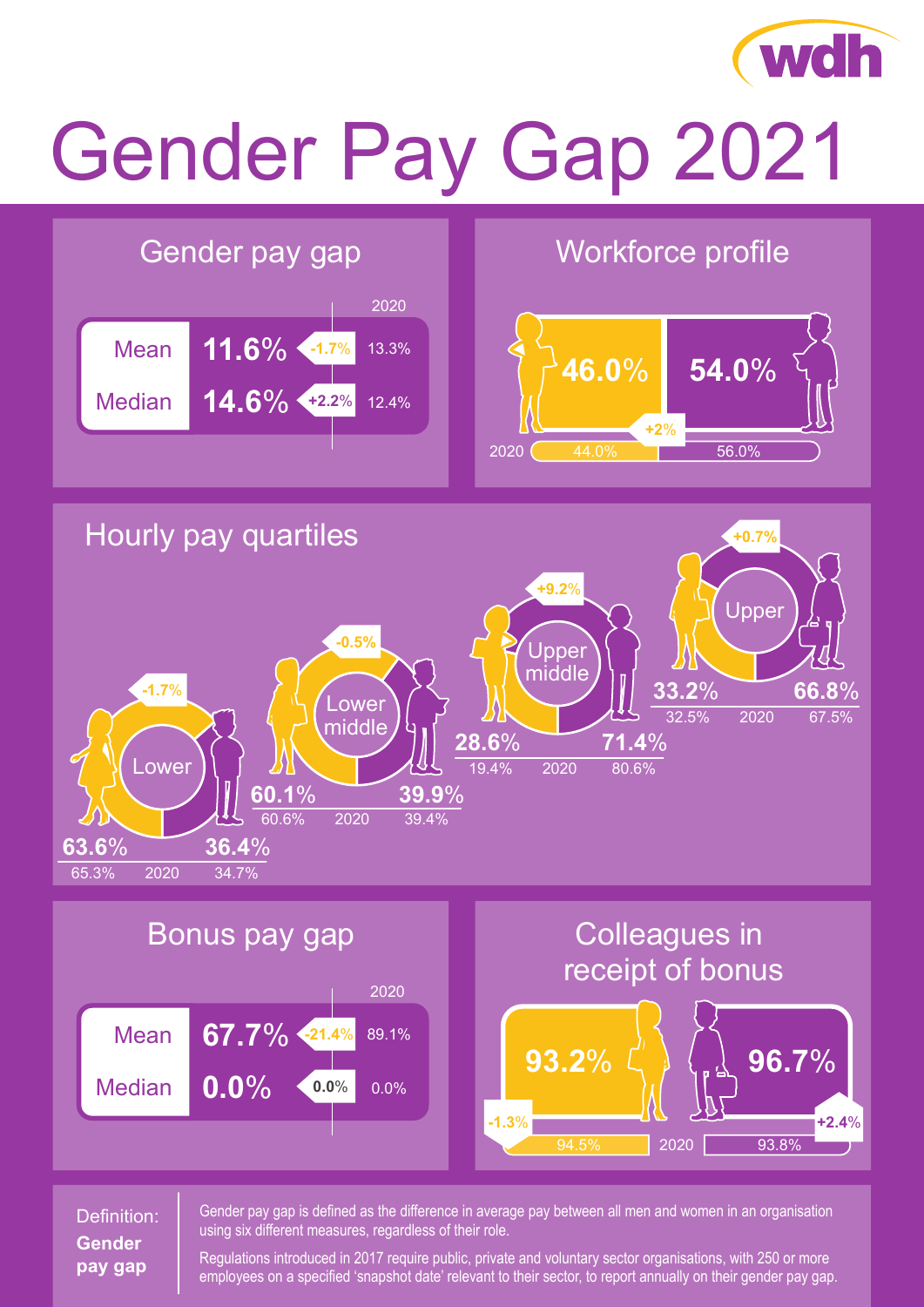# Gender Pay Gap 2021

## Gender pay gap

| | 2021 | Change | 2020 |
|---|---|---|---|
| Mean | 11.6% | -1.7% | 13.3% |
| Median | 14.6% | +2.2% | 12.4% |

## Workforce profile

| | Women | Men |
|---|---|---|
| 2021 | 46.0% | 54.0% |
| Change | +2% | |
| 2020 | 44.0% | 56.0% |

## Hourly pay quartiles

| Quartile | Women | Men | Change | Women 2020 | Men 2020 |
|---|---|---|---|---|---|
| Lower | 63.6% | 36.4% | -1.7% | 65.3% | 34.7% |
| Lower middle | 60.1% | 39.9% | -0.5% | 60.6% | 39.4% |
| Upper middle | 28.6% | 71.4% | +9.2% | 19.4% | 80.6% |
| Upper | 33.2% | 66.8% | +0.7% | 32.5% | 67.5% |

## Bonus pay gap

| | 2021 | Change | 2020 |
|---|---|---|---|
| Mean | 67.7% | -21.4% | 89.1% |
| Median | 0.0% | 0.0% | 0.0% |

## Colleagues in receipt of bonus

| | Women | Men |
|---|---|---|
| 2021 | 93.2% | 96.7% |
| Change | -1.3% | +2.4% |
| 2020 | 94.5% | 93.8% |

**Definition: Gender pay gap**

Gender pay gap is defined as the difference in average pay between all men and women in an organisation using six different measures, regardless of their role.

Regulations introduced in 2017 require public, private and voluntary sector organisations, with 250 or more employees on a specified 'snapshot date' relevant to their sector, to report annually on their gender pay gap.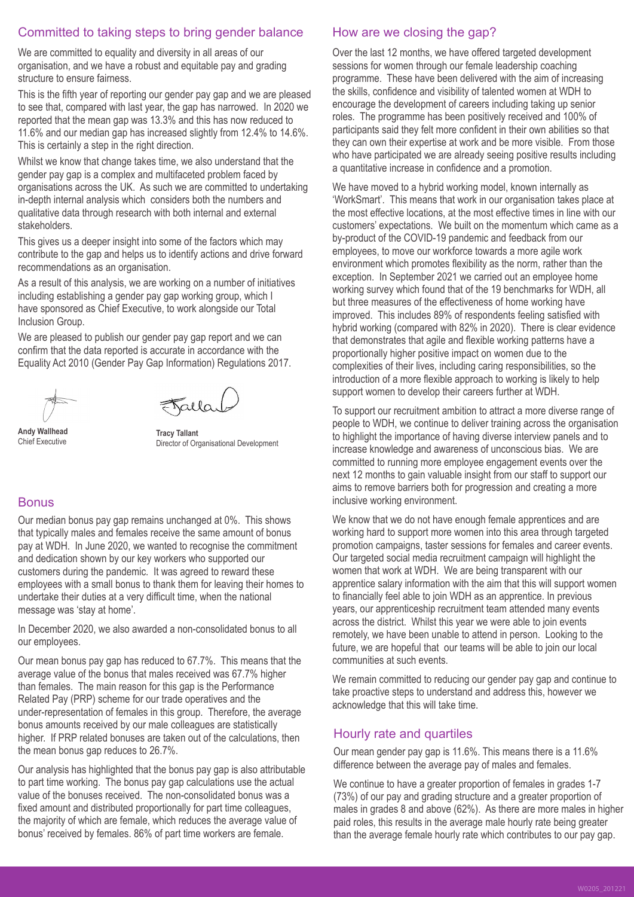## Committed to taking steps to bring gender balance

We are committed to equality and diversity in all areas of our organisation, and we have a robust and equitable pay and grading structure to ensure fairness.

This is the fifth year of reporting our gender pay gap and we are pleased to see that, compared with last year, the gap has narrowed. In 2020 we reported that the mean gap was 13.3% and this has now reduced to 11.6% and our median gap has increased slightly from 12.4% to 14.6%. This is certainly a step in the right direction.

Whilst we know that change takes time, we also understand that the gender pay gap is a complex and multifaceted problem faced by organisations across the UK. As such we are committed to undertaking in-depth internal analysis which considers both the numbers and qualitative data through research with both internal and external stakeholders.

This gives us a deeper insight into some of the factors which may contribute to the gap and helps us to identify actions and drive forward recommendations as an organisation.

As a result of this analysis, we are working on a number of initiatives including establishing a gender pay gap working group, which I have sponsored as Chief Executive, to work alongside our Total Inclusion Group.

We are pleased to publish our gender pay gap report and we can confirm that the data reported is accurate in accordance with the Equality Act 2010 (Gender Pay Gap Information) Regulations 2017.

**Andy Wallhead**
Chief Executive

**Tracy Tallant**
Director of Organisational Development

## Bonus

Our median bonus pay gap remains unchanged at 0%. This shows that typically males and females receive the same amount of bonus pay at WDH. In June 2020, we wanted to recognise the commitment and dedication shown by our key workers who supported our customers during the pandemic. It was agreed to reward these employees with a small bonus to thank them for leaving their homes to undertake their duties at a very difficult time, when the national message was 'stay at home'.

In December 2020, we also awarded a non-consolidated bonus to all our employees.

Our mean bonus pay gap has reduced to 67.7%. This means that the average value of the bonus that males received was 67.7% higher than females. The main reason for this gap is the Performance Related Pay (PRP) scheme for our trade operatives and the under-representation of females in this group. Therefore, the average bonus amounts received by our male colleagues are statistically higher. If PRP related bonuses are taken out of the calculations, then the mean bonus gap reduces to 26.7%.

Our analysis has highlighted that the bonus pay gap is also attributable to part time working. The bonus pay gap calculations use the actual value of the bonuses received. The non-consolidated bonus was a fixed amount and distributed proportionally for part time colleagues, the majority of which are female, which reduces the average value of bonus' received by females. 86% of part time workers are female.

## How are we closing the gap?

Over the last 12 months, we have offered targeted development sessions for women through our female leadership coaching programme. These have been delivered with the aim of increasing the skills, confidence and visibility of talented women at WDH to encourage the development of careers including taking up senior roles. The programme has been positively received and 100% of participants said they felt more confident in their own abilities so that they can own their expertise at work and be more visible. From those who have participated we are already seeing positive results including a quantitative increase in confidence and a promotion.

We have moved to a hybrid working model, known internally as 'WorkSmart'. This means that work in our organisation takes place at the most effective locations, at the most effective times in line with our customers' expectations. We built on the momentum which came as a by-product of the COVID-19 pandemic and feedback from our employees, to move our workforce towards a more agile work environment which promotes flexibility as the norm, rather than the exception. In September 2021 we carried out an employee home working survey which found that of the 19 benchmarks for WDH, all but three measures of the effectiveness of home working have improved. This includes 89% of respondents feeling satisfied with hybrid working (compared with 82% in 2020). There is clear evidence that demonstrates that agile and flexible working patterns have a proportionally higher positive impact on women due to the complexities of their lives, including caring responsibilities, so the introduction of a more flexible approach to working is likely to help support women to develop their careers further at WDH.

To support our recruitment ambition to attract a more diverse range of people to WDH, we continue to deliver training across the organisation to highlight the importance of having diverse interview panels and to increase knowledge and awareness of unconscious bias. We are committed to running more employee engagement events over the next 12 months to gain valuable insight from our staff to support our aims to remove barriers both for progression and creating a more inclusive working environment.

We know that we do not have enough female apprentices and are working hard to support more women into this area through targeted promotion campaigns, taster sessions for females and career events. Our targeted social media recruitment campaign will highlight the women that work at WDH. We are being transparent with our apprentice salary information with the aim that this will support women to financially feel able to join WDH as an apprentice. In previous years, our apprenticeship recruitment team attended many events across the district. Whilst this year we were able to join events remotely, we have been unable to attend in person. Looking to the future, we are hopeful that our teams will be able to join our local communities at such events.

We remain committed to reducing our gender pay gap and continue to take proactive steps to understand and address this, however we acknowledge that this will take time.

## Hourly rate and quartiles

Our mean gender pay gap is 11.6%. This means there is a 11.6% difference between the average pay of males and females.

We continue to have a greater proportion of females in grades 1-7 (73%) of our pay and grading structure and a greater proportion of males in grades 8 and above (62%). As there are more males in higher paid roles, this results in the average male hourly rate being greater than the average female hourly rate which contributes to our pay gap.